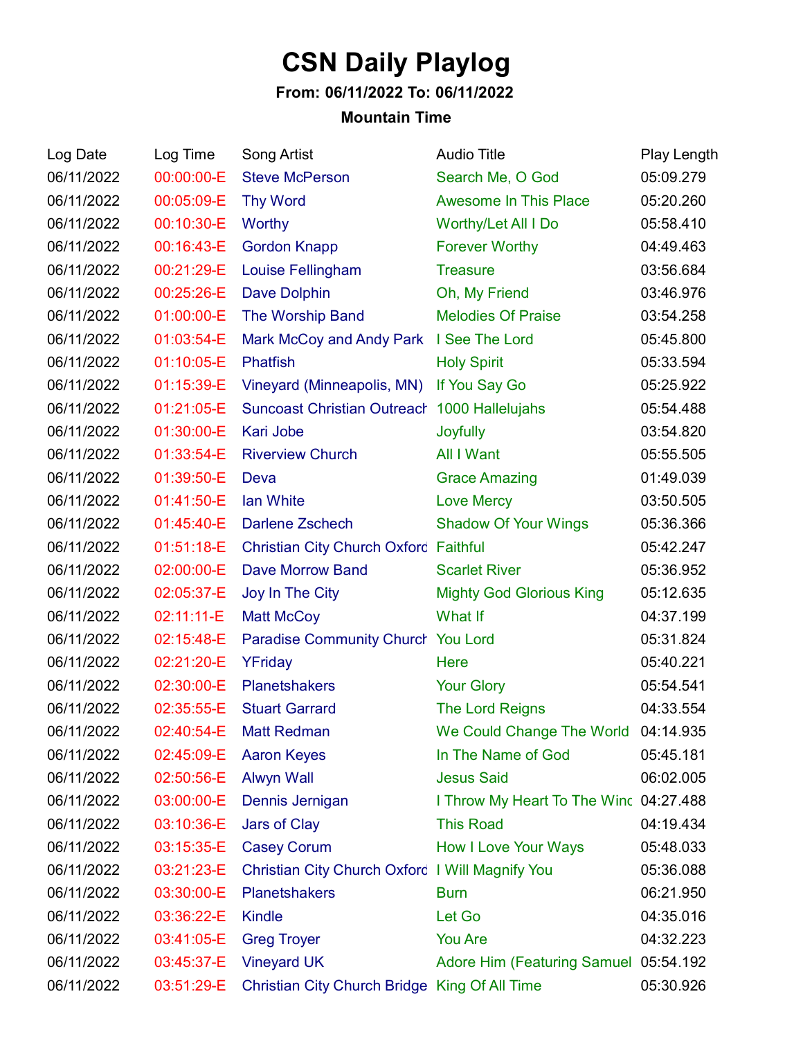# CSN Daily Playlog

**From: 06/11/2022 To: 06/11/2022**

**Mountain Time**

| Log Date | Log Time | Song Artist | Audio Title | Play Length |
|---|---|---|---|---|
| 06/11/2022 | 00:00:00-E | Steve McPerson | Search Me, O God | 05:09.279 |
| 06/11/2022 | 00:05:09-E | Thy Word | Awesome In This Place | 05:20.260 |
| 06/11/2022 | 00:10:30-E | Worthy | Worthy/Let All I Do | 05:58.410 |
| 06/11/2022 | 00:16:43-E | Gordon Knapp | Forever Worthy | 04:49.463 |
| 06/11/2022 | 00:21:29-E | Louise Fellingham | Treasure | 03:56.684 |
| 06/11/2022 | 00:25:26-E | Dave Dolphin | Oh, My Friend | 03:46.976 |
| 06/11/2022 | 01:00:00-E | The Worship Band | Melodies Of Praise | 03:54.258 |
| 06/11/2022 | 01:03:54-E | Mark McCoy and Andy Park | I See The Lord | 05:45.800 |
| 06/11/2022 | 01:10:05-E | Phatfish | Holy Spirit | 05:33.594 |
| 06/11/2022 | 01:15:39-E | Vineyard (Minneapolis, MN) | If You Say Go | 05:25.922 |
| 06/11/2022 | 01:21:05-E | Suncoast Christian Outreach | 1000 Hallelujahs | 05:54.488 |
| 06/11/2022 | 01:30:00-E | Kari Jobe | Joyfully | 03:54.820 |
| 06/11/2022 | 01:33:54-E | Riverview Church | All I Want | 05:55.505 |
| 06/11/2022 | 01:39:50-E | Deva | Grace Amazing | 01:49.039 |
| 06/11/2022 | 01:41:50-E | Ian White | Love Mercy | 03:50.505 |
| 06/11/2022 | 01:45:40-E | Darlene Zschech | Shadow Of Your Wings | 05:36.366 |
| 06/11/2022 | 01:51:18-E | Christian City Church Oxford | Faithful | 05:42.247 |
| 06/11/2022 | 02:00:00-E | Dave Morrow Band | Scarlet River | 05:36.952 |
| 06/11/2022 | 02:05:37-E | Joy In The City | Mighty God Glorious King | 05:12.635 |
| 06/11/2022 | 02:11:11-E | Matt McCoy | What If | 04:37.199 |
| 06/11/2022 | 02:15:48-E | Paradise Community Church | You Lord | 05:31.824 |
| 06/11/2022 | 02:21:20-E | YFriday | Here | 05:40.221 |
| 06/11/2022 | 02:30:00-E | Planetshakers | Your Glory | 05:54.541 |
| 06/11/2022 | 02:35:55-E | Stuart Garrard | The Lord Reigns | 04:33.554 |
| 06/11/2022 | 02:40:54-E | Matt Redman | We Could Change The World | 04:14.935 |
| 06/11/2022 | 02:45:09-E | Aaron Keyes | In The Name of God | 05:45.181 |
| 06/11/2022 | 02:50:56-E | Alwyn Wall | Jesus Said | 06:02.005 |
| 06/11/2022 | 03:00:00-E | Dennis Jernigan | I Throw My Heart To The Wind | 04:27.488 |
| 06/11/2022 | 03:10:36-E | Jars of Clay | This Road | 04:19.434 |
| 06/11/2022 | 03:15:35-E | Casey Corum | How I Love Your Ways | 05:48.033 |
| 06/11/2022 | 03:21:23-E | Christian City Church Oxford | I Will Magnify You | 05:36.088 |
| 06/11/2022 | 03:30:00-E | Planetshakers | Burn | 06:21.950 |
| 06/11/2022 | 03:36:22-E | Kindle | Let Go | 04:35.016 |
| 06/11/2022 | 03:41:05-E | Greg Troyer | You Are | 04:32.223 |
| 06/11/2022 | 03:45:37-E | Vineyard UK | Adore Him (Featuring Samuel | 05:54.192 |
| 06/11/2022 | 03:51:29-E | Christian City Church Bridge | King Of All Time | 05:30.926 |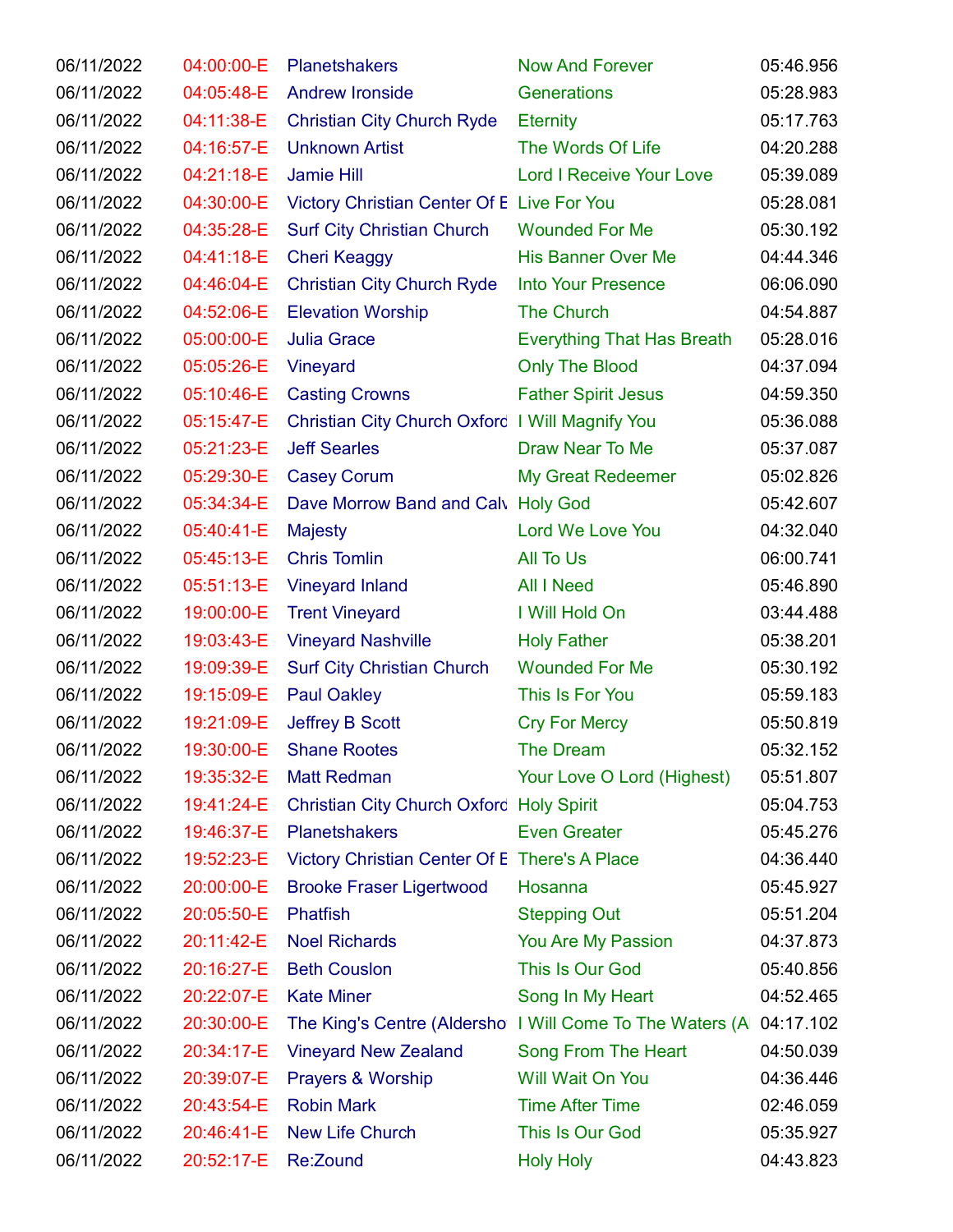| | | | | |
|---|---|---|---|---|
| 06/11/2022 | 04:00:00-E | Planetshakers | Now And Forever | 05:46.956 |
| 06/11/2022 | 04:05:48-E | Andrew Ironside | Generations | 05:28.983 |
| 06/11/2022 | 04:11:38-E | Christian City Church Ryde | Eternity | 05:17.763 |
| 06/11/2022 | 04:16:57-E | Unknown Artist | The Words Of Life | 04:20.288 |
| 06/11/2022 | 04:21:18-E | Jamie Hill | Lord I Receive Your Love | 05:39.089 |
| 06/11/2022 | 04:30:00-E | Victory Christian Center Of E | Live For You | 05:28.081 |
| 06/11/2022 | 04:35:28-E | Surf City Christian Church | Wounded For Me | 05:30.192 |
| 06/11/2022 | 04:41:18-E | Cheri Keaggy | His Banner Over Me | 04:44.346 |
| 06/11/2022 | 04:46:04-E | Christian City Church Ryde | Into Your Presence | 06:06.090 |
| 06/11/2022 | 04:52:06-E | Elevation Worship | The Church | 04:54.887 |
| 06/11/2022 | 05:00:00-E | Julia Grace | Everything That Has Breath | 05:28.016 |
| 06/11/2022 | 05:05:26-E | Vineyard | Only The Blood | 04:37.094 |
| 06/11/2022 | 05:10:46-E | Casting Crowns | Father Spirit Jesus | 04:59.350 |
| 06/11/2022 | 05:15:47-E | Christian City Church Oxford | I Will Magnify You | 05:36.088 |
| 06/11/2022 | 05:21:23-E | Jeff Searles | Draw Near To Me | 05:37.087 |
| 06/11/2022 | 05:29:30-E | Casey Corum | My Great Redeemer | 05:02.826 |
| 06/11/2022 | 05:34:34-E | Dave Morrow Band and Calv | Holy God | 05:42.607 |
| 06/11/2022 | 05:40:41-E | Majesty | Lord We Love You | 04:32.040 |
| 06/11/2022 | 05:45:13-E | Chris Tomlin | All To Us | 06:00.741 |
| 06/11/2022 | 05:51:13-E | Vineyard Inland | All I Need | 05:46.890 |
| 06/11/2022 | 19:00:00-E | Trent Vineyard | I Will Hold On | 03:44.488 |
| 06/11/2022 | 19:03:43-E | Vineyard Nashville | Holy Father | 05:38.201 |
| 06/11/2022 | 19:09:39-E | Surf City Christian Church | Wounded For Me | 05:30.192 |
| 06/11/2022 | 19:15:09-E | Paul Oakley | This Is For You | 05:59.183 |
| 06/11/2022 | 19:21:09-E | Jeffrey B Scott | Cry For Mercy | 05:50.819 |
| 06/11/2022 | 19:30:00-E | Shane Rootes | The Dream | 05:32.152 |
| 06/11/2022 | 19:35:32-E | Matt Redman | Your Love O Lord (Highest) | 05:51.807 |
| 06/11/2022 | 19:41:24-E | Christian City Church Oxford | Holy Spirit | 05:04.753 |
| 06/11/2022 | 19:46:37-E | Planetshakers | Even Greater | 05:45.276 |
| 06/11/2022 | 19:52:23-E | Victory Christian Center Of E | There's A Place | 04:36.440 |
| 06/11/2022 | 20:00:00-E | Brooke Fraser Ligertwood | Hosanna | 05:45.927 |
| 06/11/2022 | 20:05:50-E | Phatfish | Stepping Out | 05:51.204 |
| 06/11/2022 | 20:11:42-E | Noel Richards | You Are My Passion | 04:37.873 |
| 06/11/2022 | 20:16:27-E | Beth Couslon | This Is Our God | 05:40.856 |
| 06/11/2022 | 20:22:07-E | Kate Miner | Song In My Heart | 04:52.465 |
| 06/11/2022 | 20:30:00-E | The King's Centre (Aldersho | I Will Come To The Waters (A | 04:17.102 |
| 06/11/2022 | 20:34:17-E | Vineyard New Zealand | Song From The Heart | 04:50.039 |
| 06/11/2022 | 20:39:07-E | Prayers & Worship | Will Wait On You | 04:36.446 |
| 06/11/2022 | 20:43:54-E | Robin Mark | Time After Time | 02:46.059 |
| 06/11/2022 | 20:46:41-E | New Life Church | This Is Our God | 05:35.927 |
| 06/11/2022 | 20:52:17-E | Re:Zound | Holy Holy | 04:43.823 |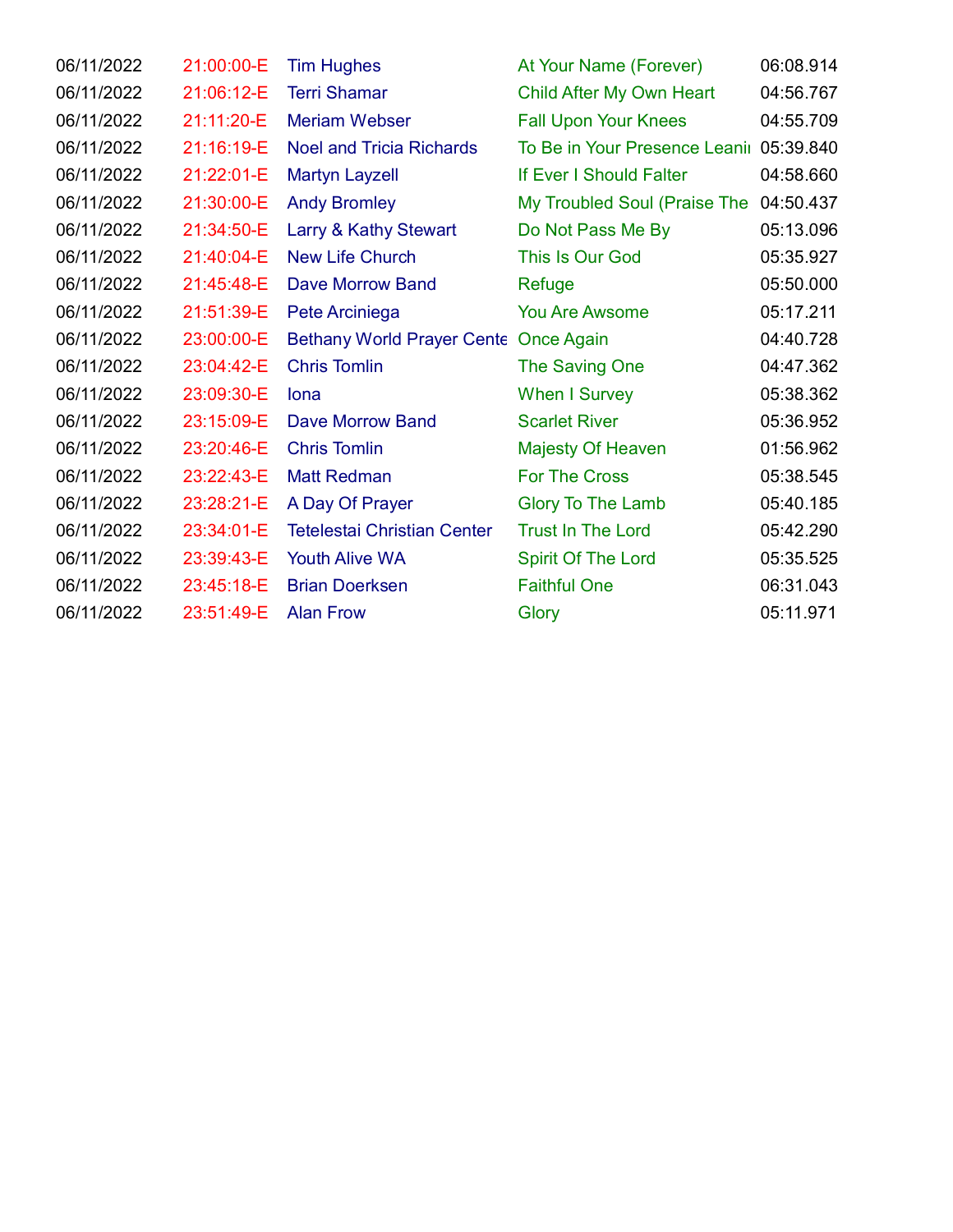| | | | | |
|---|---|---|---|---|
| 06/11/2022 | 21:00:00-E | Tim Hughes | At Your Name (Forever) | 06:08.914 |
| 06/11/2022 | 21:06:12-E | Terri Shamar | Child After My Own Heart | 04:56.767 |
| 06/11/2022 | 21:11:20-E | Meriam Webser | Fall Upon Your Knees | 04:55.709 |
| 06/11/2022 | 21:16:19-E | Noel and Tricia Richards | To Be in Your Presence Leani | 05:39.840 |
| 06/11/2022 | 21:22:01-E | Martyn Layzell | If Ever I Should Falter | 04:58.660 |
| 06/11/2022 | 21:30:00-E | Andy Bromley | My Troubled Soul (Praise The | 04:50.437 |
| 06/11/2022 | 21:34:50-E | Larry & Kathy Stewart | Do Not Pass Me By | 05:13.096 |
| 06/11/2022 | 21:40:04-E | New Life Church | This Is Our God | 05:35.927 |
| 06/11/2022 | 21:45:48-E | Dave Morrow Band | Refuge | 05:50.000 |
| 06/11/2022 | 21:51:39-E | Pete Arciniega | You Are Awsome | 05:17.211 |
| 06/11/2022 | 23:00:00-E | Bethany World Prayer Cente | Once Again | 04:40.728 |
| 06/11/2022 | 23:04:42-E | Chris Tomlin | The Saving One | 04:47.362 |
| 06/11/2022 | 23:09:30-E | Iona | When I Survey | 05:38.362 |
| 06/11/2022 | 23:15:09-E | Dave Morrow Band | Scarlet River | 05:36.952 |
| 06/11/2022 | 23:20:46-E | Chris Tomlin | Majesty Of Heaven | 01:56.962 |
| 06/11/2022 | 23:22:43-E | Matt Redman | For The Cross | 05:38.545 |
| 06/11/2022 | 23:28:21-E | A Day Of Prayer | Glory To The Lamb | 05:40.185 |
| 06/11/2022 | 23:34:01-E | Tetelestai Christian Center | Trust In The Lord | 05:42.290 |
| 06/11/2022 | 23:39:43-E | Youth Alive WA | Spirit Of The Lord | 05:35.525 |
| 06/11/2022 | 23:45:18-E | Brian Doerksen | Faithful One | 06:31.043 |
| 06/11/2022 | 23:51:49-E | Alan Frow | Glory | 05:11.971 |